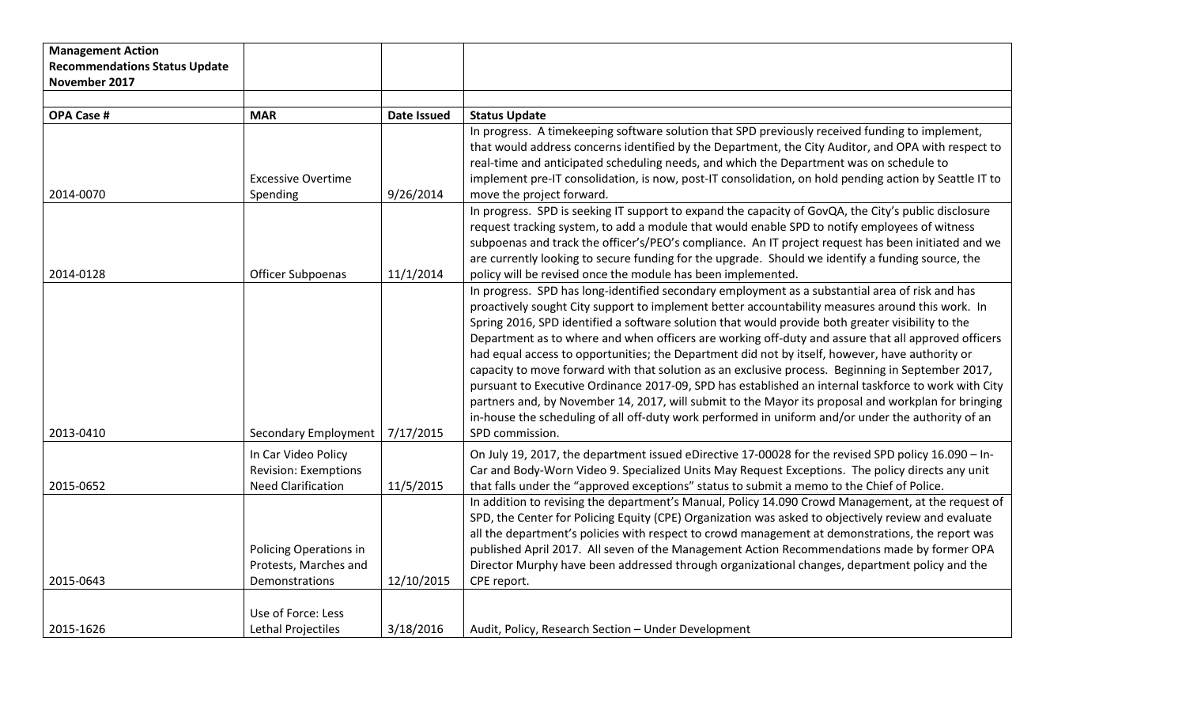**Management Action Recommendations Status Update November 2017**

| OPA Case # | MAR | Date Issued | Status Update |
|---|---|---|---|
| 2014-0070 | Excessive Overtime Spending | 9/26/2014 | In progress. A timekeeping software solution that SPD previously received funding to implement, that would address concerns identified by the Department, the City Auditor, and OPA with respect to real-time and anticipated scheduling needs, and which the Department was on schedule to implement pre-IT consolidation, is now, post-IT consolidation, on hold pending action by Seattle IT to move the project forward. |
| 2014-0128 | Officer Subpoenas | 11/1/2014 | In progress. SPD is seeking IT support to expand the capacity of GovQA, the City's public disclosure request tracking system, to add a module that would enable SPD to notify employees of witness subpoenas and track the officer's/PEO's compliance. An IT project request has been initiated and we are currently looking to secure funding for the upgrade. Should we identify a funding source, the policy will be revised once the module has been implemented. |
| 2013-0410 | Secondary Employment | 7/17/2015 | In progress. SPD has long-identified secondary employment as a substantial area of risk and has proactively sought City support to implement better accountability measures around this work. In Spring 2016, SPD identified a software solution that would provide both greater visibility to the Department as to where and when officers are working off-duty and assure that all approved officers had equal access to opportunities; the Department did not by itself, however, have authority or capacity to move forward with that solution as an exclusive process. Beginning in September 2017, pursuant to Executive Ordinance 2017-09, SPD has established an internal taskforce to work with City partners and, by November 14, 2017, will submit to the Mayor its proposal and workplan for bringing in-house the scheduling of all off-duty work performed in uniform and/or under the authority of an SPD commission. |
| 2015-0652 | In Car Video Policy Revision: Exemptions Need Clarification | 11/5/2015 | On July 19, 2017, the department issued eDirective 17-00028 for the revised SPD policy 16.090 – In-Car and Body-Worn Video 9. Specialized Units May Request Exceptions. The policy directs any unit that falls under the "approved exceptions" status to submit a memo to the Chief of Police. |
| 2015-0643 | Policing Operations in Protests, Marches and Demonstrations | 12/10/2015 | In addition to revising the department's Manual, Policy 14.090 Crowd Management, at the request of SPD, the Center for Policing Equity (CPE) Organization was asked to objectively review and evaluate all the department's policies with respect to crowd management at demonstrations, the report was published April 2017. All seven of the Management Action Recommendations made by former OPA Director Murphy have been addressed through organizational changes, department policy and the CPE report. |
| 2015-1626 | Use of Force: Less Lethal Projectiles | 3/18/2016 | Audit, Policy, Research Section – Under Development |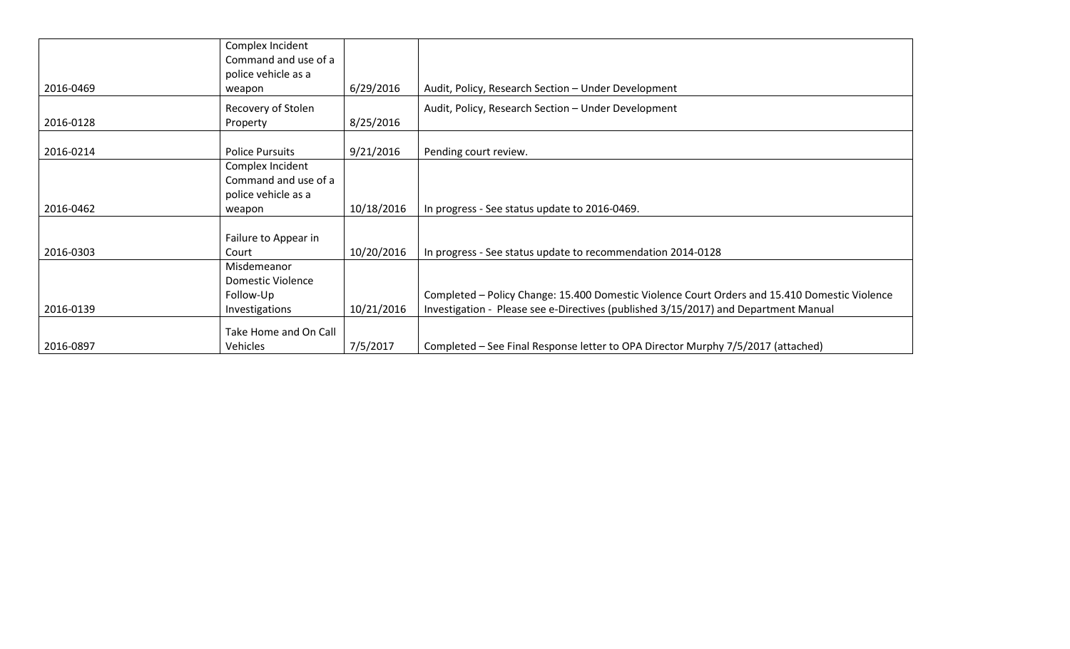| | | | |
|---|---|---|---|
| 2016-0469 | Complex Incident Command and use of a police vehicle as a weapon | 6/29/2016 | Audit, Policy, Research Section – Under Development |
| 2016-0128 | Recovery of Stolen Property | 8/25/2016 | Audit, Policy, Research Section – Under Development |
| 2016-0214 | Police Pursuits | 9/21/2016 | Pending court review. |
| 2016-0462 | Complex Incident Command and use of a police vehicle as a weapon | 10/18/2016 | In progress - See status update to 2016-0469. |
| 2016-0303 | Failure to Appear in Court | 10/20/2016 | In progress - See status update to recommendation 2014-0128 |
| 2016-0139 | Misdemeanor Domestic Violence Follow-Up Investigations | 10/21/2016 | Completed – Policy Change: 15.400 Domestic Violence Court Orders and 15.410 Domestic Violence Investigation - Please see e-Directives (published 3/15/2017) and Department Manual |
| 2016-0897 | Take Home and On Call Vehicles | 7/5/2017 | Completed – See Final Response letter to OPA Director Murphy 7/5/2017 (attached) |